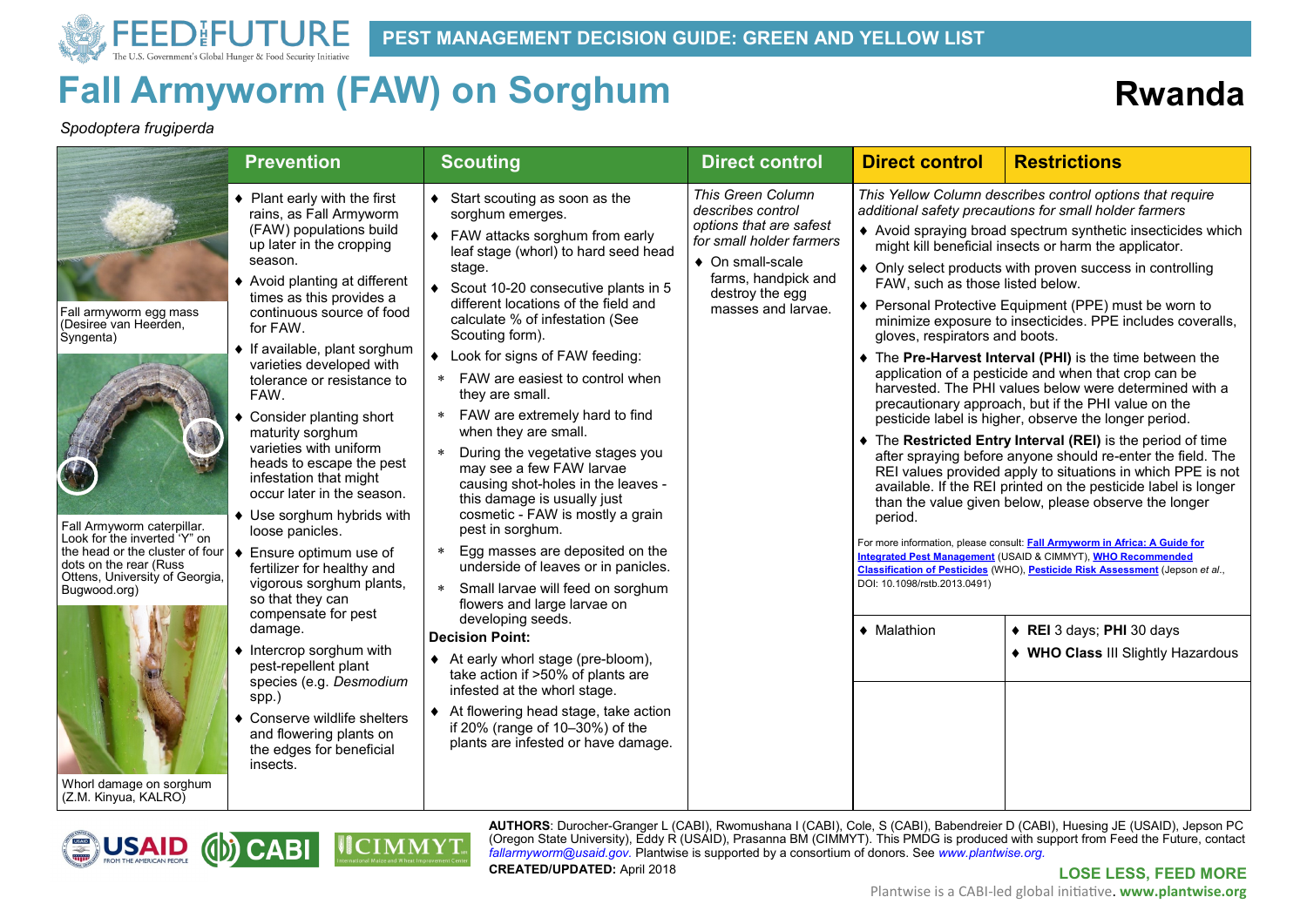PEST MANAGEMENT DECISION GUIDE: GREEN AND YELLOW LIST

# Fall Armyworm (FAW) on Sorghum

# Rwanda

*Spodoptera frugiperda*

Fall armyworm egg mass (Desiree van Heerden, Syngenta)

Fall Armyworm caterpillar. Look for the inverted "Y" on the head or the cluster of four dots on the rear (Russ Ottens, University of Georgia, Bugwood.org)

Whorl damage on sorghum (Z.M. Kinyua, KALRO)

## Prevention

- Plant early with the first rains, as Fall Armyworm (FAW) populations build up later in the cropping season.
- Avoid planting at different times as this provides a continuous source of food for FAW.
- If available, plant sorghum varieties developed with tolerance or resistance to FAW.
- Consider planting short maturity sorghum varieties with uniform heads to escape the pest infestation that might occur later in the season.
- Use sorghum hybrids with loose panicles.
- Ensure optimum use of fertilizer for healthy and vigorous sorghum plants, so that they can compensate for pest damage.
- Intercrop sorghum with pest-repellent plant species (e.g. *Desmodium* spp.)
- Conserve wildlife shelters and flowering plants on the edges for beneficial insects.

## Scouting

- Start scouting as soon as the sorghum emerges.
- FAW attacks sorghum from early leaf stage (whorl) to hard seed head stage.
- Scout 10-20 consecutive plants in 5 different locations of the field and calculate % of infestation (See Scouting form).
- Look for signs of FAW feeding:
  - FAW are easiest to control when they are small.
  - FAW are extremely hard to find when they are small.
  - During the vegetative stages you may see a few FAW larvae causing shot-holes in the leaves - this damage is usually just cosmetic - FAW is mostly a grain pest in sorghum.
  - Egg masses are deposited on the underside of leaves or in panicles.
  - Small larvae will feed on sorghum flowers and large larvae on developing seeds.

**Decision Point:**

- At early whorl stage (pre-bloom), take action if >50% of plants are infested at the whorl stage.
- At flowering head stage, take action if 20% (range of 10–30%) of the plants are infested or have damage.

## Direct control (Green Column)

*This Green Column describes control options that are safest for small holder farmers*

- On small-scale farms, handpick and destroy the egg masses and larvae.

## Direct control (Yellow Column)

*This Yellow Column describes control options that require additional safety precautions for small holder farmers*

- Avoid spraying broad spectrum synthetic insecticides which might kill beneficial insects or harm the applicator.
- Only select products with proven success in controlling FAW, such as those listed below.
- Personal Protective Equipment (PPE) must be worn to minimize exposure to insecticides. PPE includes coveralls, gloves, respirators and boots.
- The **Pre-Harvest Interval (PHI)** is the time between the application of a pesticide and when that crop can be harvested. The PHI values below were determined with a precautionary approach, but if the PHI value on the pesticide label is higher, observe the longer period.
- The **Restricted Entry Interval (REI)** is the period of time after spraying before anyone should re-enter the field. The REI values provided apply to situations in which PPE is not available. If the REI printed on the pesticide label is longer than the value given below, please observe the longer period.

For more information, please consult: Fall Armyworm in Africa: A Guide for Integrated Pest Management (USAID & CIMMYT), WHO Recommended Classification of Pesticides (WHO), Pesticide Risk Assessment (Jepson *et al*., DOI: 10.1098/rstb.2013.0491)

| Direct control | Restrictions |
|---|---|
| Malathion | **REI** 3 days; **PHI** 30 days<br>**WHO Class** III Slightly Hazardous |

**AUTHORS**: Durocher-Granger L (CABI), Rwomushana I (CABI), Cole, S (CABI), Babendreier D (CABI), Huesing JE (USAID), Jepson PC (Oregon State University), Eddy R (USAID), Prasanna BM (CIMMYT). This PMDG is produced with support from Feed the Future, contact *fallarmyworm@usaid.gov*. Plantwise is supported by a consortium of donors. See *www.plantwise.org*.

**CREATED/UPDATED:** April 2018

**LOSE LESS, FEED MORE**

Plantwise is a CABI-led global initiative. **www.plantwise.org**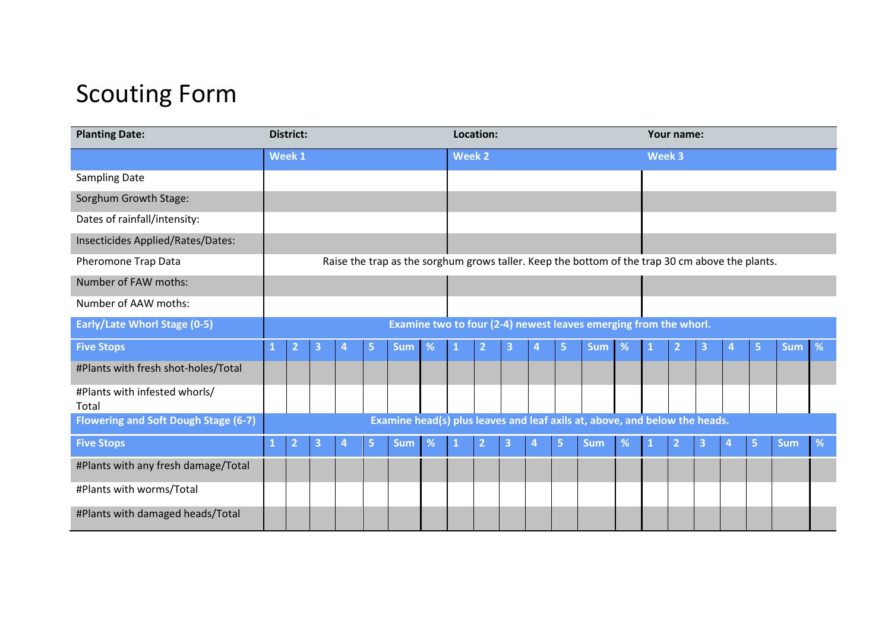# Scouting Form

| Planting Date: | District: | | | | | | | Location: | | | | | | | Your name: | | | | | | |
|---|---|---|---|---|---|---|---|---|---|---|---|---|---|---|---|---|---|---|---|---|---|
| | Week 1 | | | | | | | Week 2 | | | | | | | Week 3 | | | | | | |
| Sampling Date | | | | | | | | | | | | | | | | | | | | | |
| Sorghum Growth Stage: | | | | | | | | | | | | | | | | | | | | | |
| Dates of rainfall/intensity: | | | | | | | | | | | | | | | | | | | | | |
| Insecticides Applied/Rates/Dates: | | | | | | | | | | | | | | | | | | | | | |
| Pheromone Trap Data | Raise the trap as the sorghum grows taller. Keep the bottom of the trap 30 cm above the plants. | | | | | | | | | | | | | | | | | | | | |
| Number of FAW moths: | | | | | | | | | | | | | | | | | | | | | |
| Number of AAW moths: | | | | | | | | | | | | | | | | | | | | | |
| **Early/Late Whorl Stage (0-5)** | **Examine two to four (2-4) newest leaves emerging from the whorl.** | | | | | | | | | | | | | | | | | | | | |
| **Five Stops** | **1** | **2** | **3** | **4** | **5** | **Sum** | **%** | **1** | **2** | **3** | **4** | **5** | **Sum** | **%** | **1** | **2** | **3** | **4** | **5** | **Sum** | **%** |
| #Plants with fresh shot-holes/Total | | | | | | | | | | | | | | | | | | | | | |
| #Plants with infested whorls/ Total | | | | | | | | | | | | | | | | | | | | | |
| **Flowering and Soft Dough Stage (6-7)** | **Examine head(s) plus leaves and leaf axils at, above, and below the heads.** | | | | | | | | | | | | | | | | | | | | |
| **Five Stops** | **1** | **2** | **3** | **4** | **5** | **Sum** | **%** | **1** | **2** | **3** | **4** | **5** | **Sum** | **%** | **1** | **2** | **3** | **4** | **5** | **Sum** | **%** |
| #Plants with any fresh damage/Total | | | | | | | | | | | | | | | | | | | | | |
| #Plants with worms/Total | | | | | | | | | | | | | | | | | | | | | |
| #Plants with damaged heads/Total | | | | | | | | | | | | | | | | | | | | | |